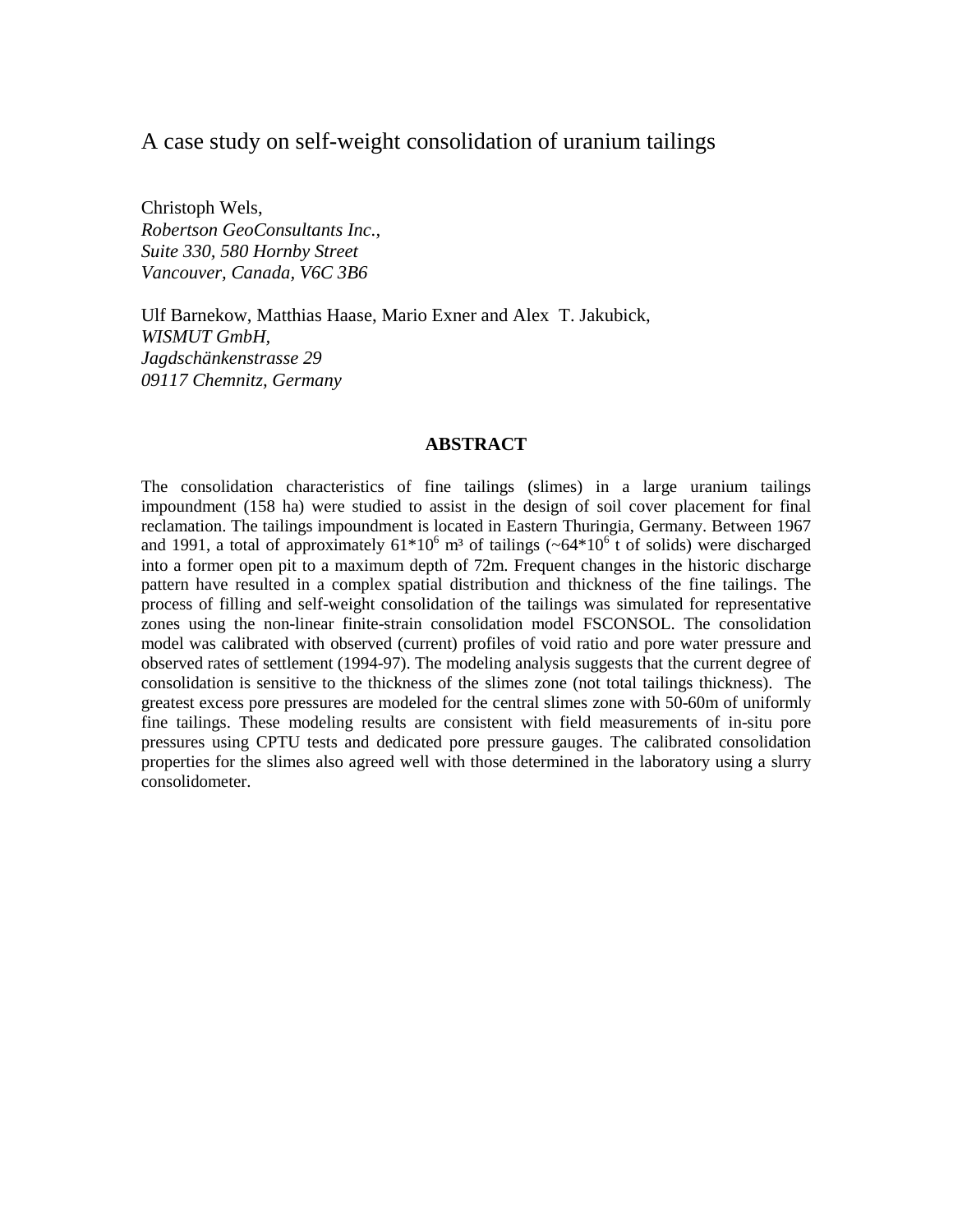# A case study on self-weight consolidation of uranium tailings

Christoph Wels,
*Robertson GeoConsultants Inc.,*
*Suite 330, 580 Hornby Street*
*Vancouver, Canada, V6C 3B6*

Ulf Barnekow, Matthias Haase, Mario Exner and Alex T. Jakubick,
*WISMUT GmbH,*
*Jagdschänkenstrasse 29*
*09117 Chemnitz, Germany*

## ABSTRACT

The consolidation characteristics of fine tailings (slimes) in a large uranium tailings impoundment (158 ha) were studied to assist in the design of soil cover placement for final reclamation. The tailings impoundment is located in Eastern Thuringia, Germany. Between 1967 and 1991, a total of approximately $61 \times 10^6$ m³ of tailings (~$64 \times 10^6$ t of solids) were discharged into a former open pit to a maximum depth of 72m. Frequent changes in the historic discharge pattern have resulted in a complex spatial distribution and thickness of the fine tailings. The process of filling and self-weight consolidation of the tailings was simulated for representative zones using the non-linear finite-strain consolidation model FSCONSOL. The consolidation model was calibrated with observed (current) profiles of void ratio and pore water pressure and observed rates of settlement (1994-97). The modeling analysis suggests that the current degree of consolidation is sensitive to the thickness of the slimes zone (not total tailings thickness). The greatest excess pore pressures are modeled for the central slimes zone with 50-60m of uniformly fine tailings. These modeling results are consistent with field measurements of in-situ pore pressures using CPTU tests and dedicated pore pressure gauges. The calibrated consolidation properties for the slimes also agreed well with those determined in the laboratory using a slurry consolidometer.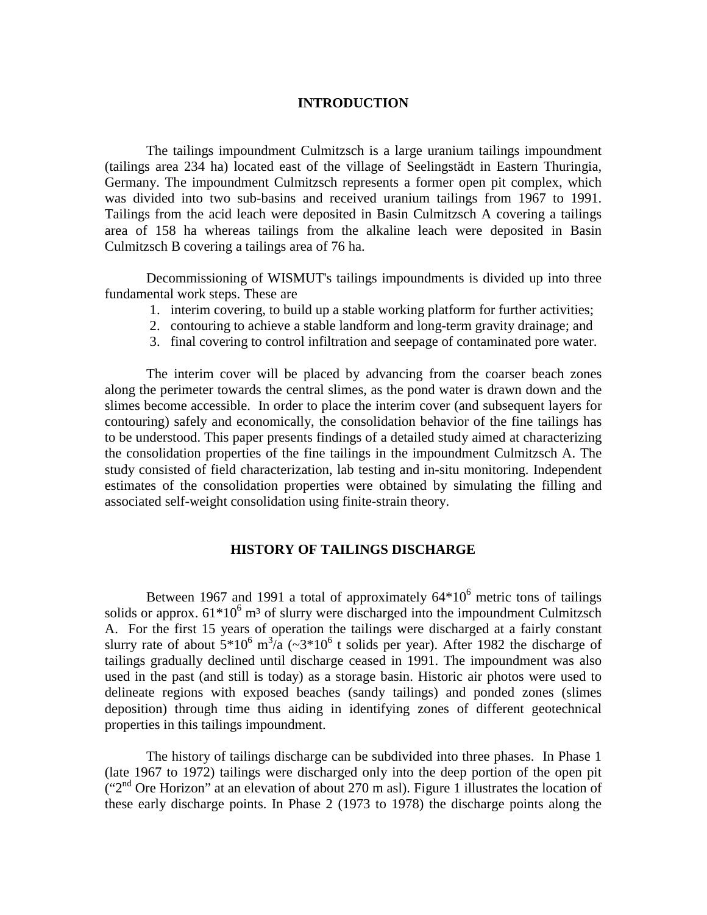## INTRODUCTION

The tailings impoundment Culmitzsch is a large uranium tailings impoundment (tailings area 234 ha) located east of the village of Seelingstädt in Eastern Thuringia, Germany. The impoundment Culmitzsch represents a former open pit complex, which was divided into two sub-basins and received uranium tailings from 1967 to 1991. Tailings from the acid leach were deposited in Basin Culmitzsch A covering a tailings area of 158 ha whereas tailings from the alkaline leach were deposited in Basin Culmitzsch B covering a tailings area of 76 ha.

Decommissioning of WISMUT's tailings impoundments is divided up into three fundamental work steps. These are

1. interim covering, to build up a stable working platform for further activities;
2. contouring to achieve a stable landform and long-term gravity drainage; and
3. final covering to control infiltration and seepage of contaminated pore water.

The interim cover will be placed by advancing from the coarser beach zones along the perimeter towards the central slimes, as the pond water is drawn down and the slimes become accessible. In order to place the interim cover (and subsequent layers for contouring) safely and economically, the consolidation behavior of the fine tailings has to be understood. This paper presents findings of a detailed study aimed at characterizing the consolidation properties of the fine tailings in the impoundment Culmitzsch A. The study consisted of field characterization, lab testing and in-situ monitoring. Independent estimates of the consolidation properties were obtained by simulating the filling and associated self-weight consolidation using finite-strain theory.

## HISTORY OF TAILINGS DISCHARGE

Between 1967 and 1991 a total of approximately $64*10^6$ metric tons of tailings solids or approx. $61*10^6$ m³ of slurry were discharged into the impoundment Culmitzsch A. For the first 15 years of operation the tailings were discharged at a fairly constant slurry rate of about $5*10^6$ $m^3/a$ (~$3*10^6$ t solids per year). After 1982 the discharge of tailings gradually declined until discharge ceased in 1991. The impoundment was also used in the past (and still is today) as a storage basin. Historic air photos were used to delineate regions with exposed beaches (sandy tailings) and ponded zones (slimes deposition) through time thus aiding in identifying zones of different geotechnical properties in this tailings impoundment.

The history of tailings discharge can be subdivided into three phases. In Phase 1 (late 1967 to 1972) tailings were discharged only into the deep portion of the open pit ("2nd Ore Horizon" at an elevation of about 270 m asl). Figure 1 illustrates the location of these early discharge points. In Phase 2 (1973 to 1978) the discharge points along the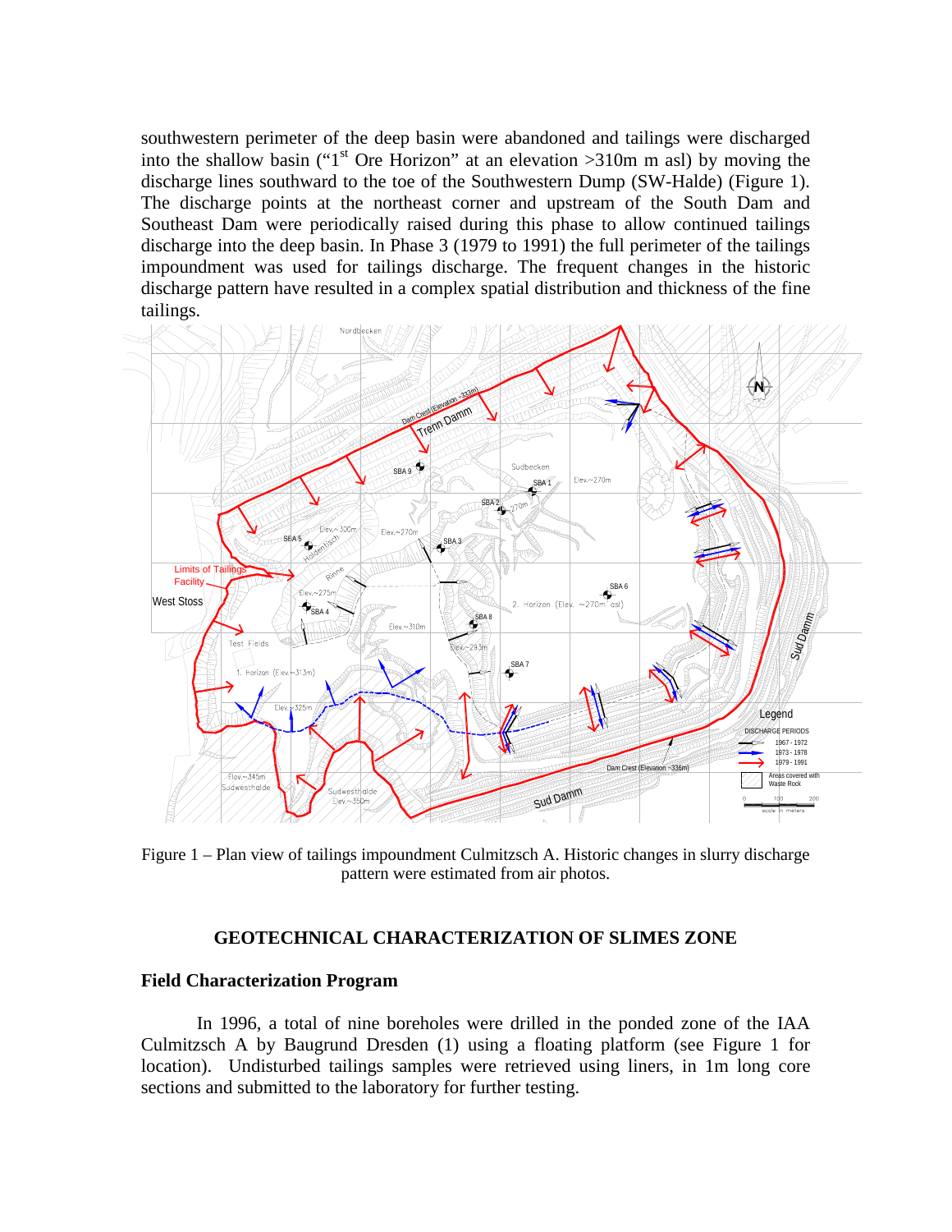southwestern perimeter of the deep basin were abandoned and tailings were discharged into the shallow basin ("1st Ore Horizon" at an elevation >310m m asl) by moving the discharge lines southward to the toe of the Southwestern Dump (SW-Halde) (Figure 1). The discharge points at the northeast corner and upstream of the South Dam and Southeast Dam were periodically raised during this phase to allow continued tailings discharge into the deep basin. In Phase 3 (1979 to 1991) the full perimeter of the tailings impoundment was used for tailings discharge. The frequent changes in the historic discharge pattern have resulted in a complex spatial distribution and thickness of the fine tailings.

Figure 1 – Plan view of tailings impoundment Culmitzsch A. Historic changes in slurry discharge pattern were estimated from air photos.

## GEOTECHNICAL CHARACTERIZATION OF SLIMES ZONE

### Field Characterization Program

In 1996, a total of nine boreholes were drilled in the ponded zone of the IAA Culmitzsch A by Baugrund Dresden (1) using a floating platform (see Figure 1 for location). Undisturbed tailings samples were retrieved using liners, in 1m long core sections and submitted to the laboratory for further testing.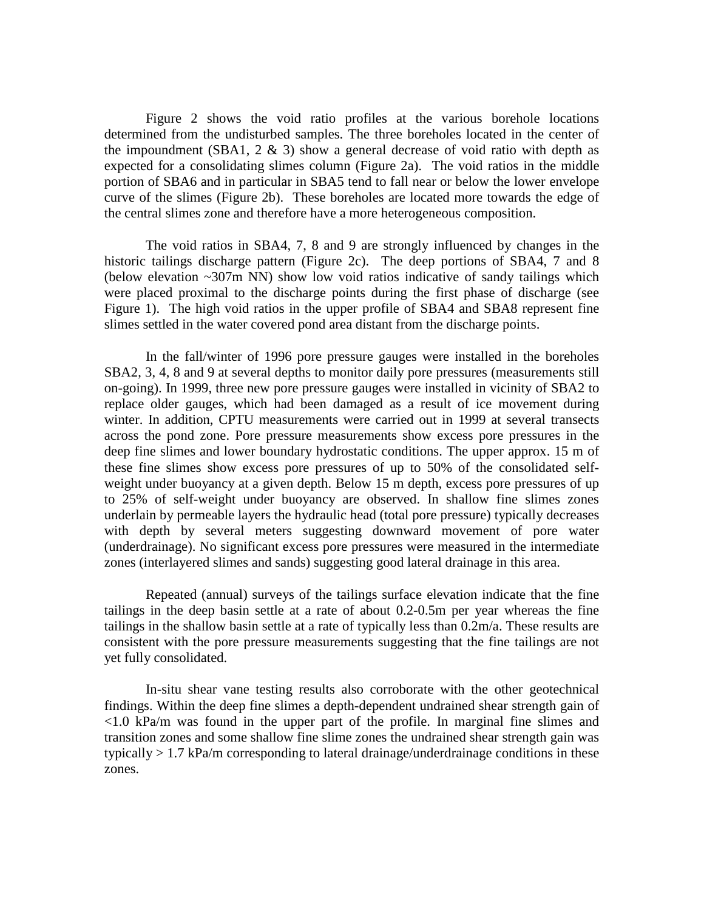Figure 2 shows the void ratio profiles at the various borehole locations determined from the undisturbed samples. The three boreholes located in the center of the impoundment (SBA1, 2 & 3) show a general decrease of void ratio with depth as expected for a consolidating slimes column (Figure 2a). The void ratios in the middle portion of SBA6 and in particular in SBA5 tend to fall near or below the lower envelope curve of the slimes (Figure 2b). These boreholes are located more towards the edge of the central slimes zone and therefore have a more heterogeneous composition.

The void ratios in SBA4, 7, 8 and 9 are strongly influenced by changes in the historic tailings discharge pattern (Figure 2c). The deep portions of SBA4, 7 and 8 (below elevation ~307m NN) show low void ratios indicative of sandy tailings which were placed proximal to the discharge points during the first phase of discharge (see Figure 1). The high void ratios in the upper profile of SBA4 and SBA8 represent fine slimes settled in the water covered pond area distant from the discharge points.

In the fall/winter of 1996 pore pressure gauges were installed in the boreholes SBA2, 3, 4, 8 and 9 at several depths to monitor daily pore pressures (measurements still on-going). In 1999, three new pore pressure gauges were installed in vicinity of SBA2 to replace older gauges, which had been damaged as a result of ice movement during winter. In addition, CPTU measurements were carried out in 1999 at several transects across the pond zone. Pore pressure measurements show excess pore pressures in the deep fine slimes and lower boundary hydrostatic conditions. The upper approx. 15 m of these fine slimes show excess pore pressures of up to 50% of the consolidated self-weight under buoyancy at a given depth. Below 15 m depth, excess pore pressures of up to 25% of self-weight under buoyancy are observed. In shallow fine slimes zones underlain by permeable layers the hydraulic head (total pore pressure) typically decreases with depth by several meters suggesting downward movement of pore water (underdrainage). No significant excess pore pressures were measured in the intermediate zones (interlayered slimes and sands) suggesting good lateral drainage in this area.

Repeated (annual) surveys of the tailings surface elevation indicate that the fine tailings in the deep basin settle at a rate of about 0.2-0.5m per year whereas the fine tailings in the shallow basin settle at a rate of typically less than 0.2m/a. These results are consistent with the pore pressure measurements suggesting that the fine tailings are not yet fully consolidated.

In-situ shear vane testing results also corroborate with the other geotechnical findings. Within the deep fine slimes a depth-dependent undrained shear strength gain of <1.0 kPa/m was found in the upper part of the profile. In marginal fine slimes and transition zones and some shallow fine slime zones the undrained shear strength gain was typically > 1.7 kPa/m corresponding to lateral drainage/underdrainage conditions in these zones.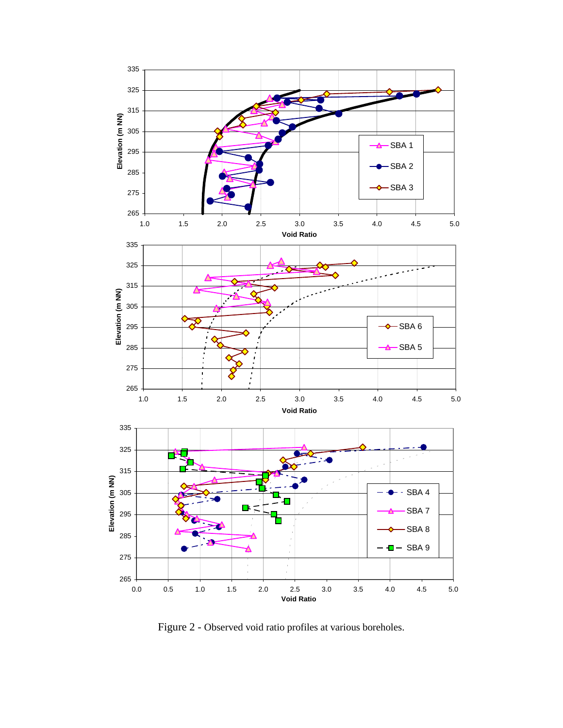Figure 2 - Observed void ratio profiles at various boreholes.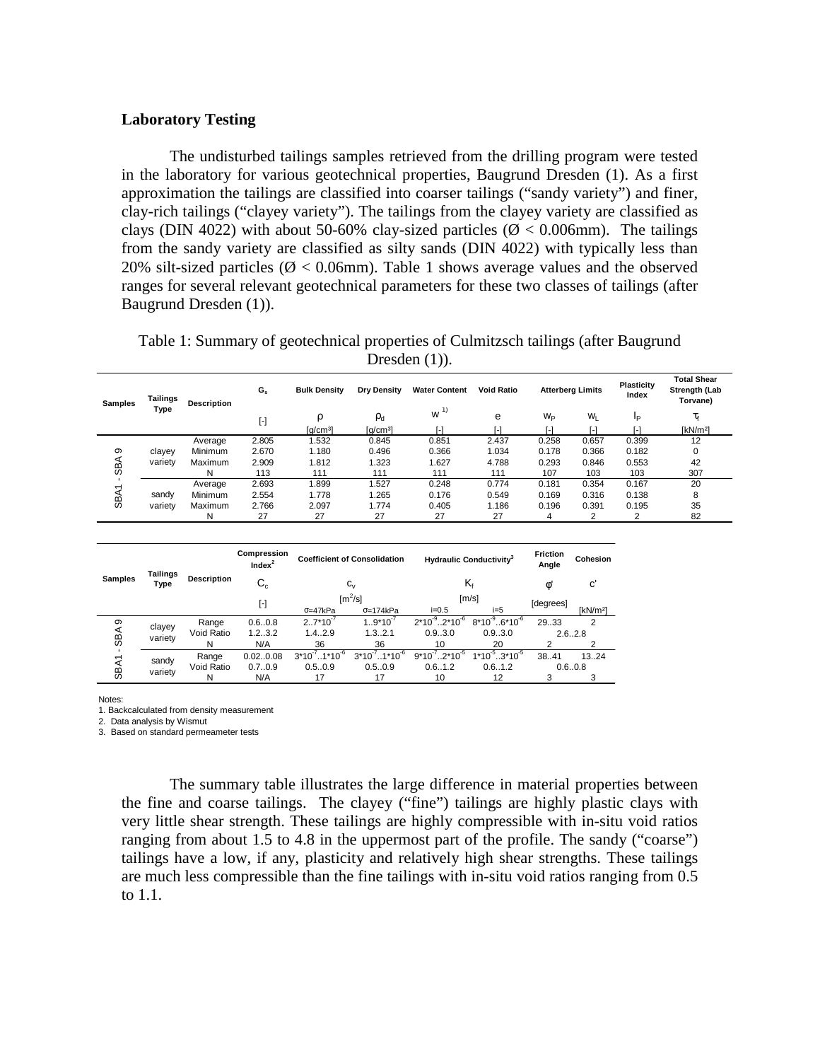## Laboratory Testing

The undisturbed tailings samples retrieved from the drilling program were tested in the laboratory for various geotechnical properties, Baugrund Dresden (1). As a first approximation the tailings are classified into coarser tailings ("sandy variety") and finer, clay-rich tailings ("clayey variety"). The tailings from the clayey variety are classified as clays (DIN 4022) with about 50-60% clay-sized particles (Ø < 0.006mm). The tailings from the sandy variety are classified as silty sands (DIN 4022) with typically less than 20% silt-sized particles (Ø < 0.06mm). Table 1 shows average values and the observed ranges for several relevant geotechnical parameters for these two classes of tailings (after Baugrund Dresden (1)).

Table 1: Summary of geotechnical properties of Culmitzsch tailings (after Baugrund Dresden (1)).

| Samples | Tailings Type | Description | $G_s$ | Bulk Density | Dry Density | Water Content | Void Ratio | Atterberg Limits | | Plasticity Index | Total Shear Strength (Lab Torvane) |
|---|---|---|---|---|---|---|---|---|---|---|---|
| | | | | $\rho$ | $\rho_d$ | $w$ [1)] | $e$ | $w_P$ | $w_L$ | $I_P$ | $\tau_f$ |
| | | | [-] | [g/cm³] | [g/cm³] | [-] | [-] | [-] | [-] | [-] | [kN/m²] |
| SBA1 - SBA 9 | clayey variety | Average | 2.805 | 1.532 | 0.845 | 0.851 | 2.437 | 0.258 | 0.657 | 0.399 | 12 |
| | | Minimum | 2.670 | 1.180 | 0.496 | 0.366 | 1.034 | 0.178 | 0.366 | 0.182 | 0 |
| | | Maximum | 2.909 | 1.812 | 1.323 | 1.627 | 4.788 | 0.293 | 0.846 | 0.553 | 42 |
| | | N | 113 | 111 | 111 | 111 | 111 | 107 | 103 | 103 | 307 |
| | sandy variety | Average | 2.693 | 1.899 | 1.527 | 0.248 | 0.774 | 0.181 | 0.354 | 0.167 | 20 |
| | | Minimum | 2.554 | 1.778 | 1.265 | 0.176 | 0.549 | 0.169 | 0.316 | 0.138 | 8 |
| | | Maximum | 2.766 | 2.097 | 1.774 | 0.405 | 1.186 | 0.196 | 0.391 | 0.195 | 35 |
| | | N | 27 | 27 | 27 | 27 | 27 | 4 | 2 | 2 | 82 |

| Samples | Tailings Type | Description | Compression Index[2] | Coefficient of Consolidation | | Hydraulic Conductivity[3] | | Friction Angle | Cohesion |
|---|---|---|---|---|---|---|---|---|---|
| | | | $C_c$ | $c_v$ | | $K_f$ | | $\phi'$ | $c'$ |
| | | | [-] | [m²/s] σ=47kPa | [m²/s] σ=174kPa | [m/s] i=0.5 | [m/s] i=5 | [degrees] | [kN/m²] |
| SBA1 - SBA 9 | clayey variety | Range | 0.6..0.8 | $2..7*10^{-7}$ | $1..9*10^{-7}$ | $2*10^{-9}..2*10^{-6}$ | $8*10^{-9}..6*10^{-6}$ | 29..33 | 2 |
| | | Void Ratio | 1.2..3.2 | 1.4..2.9 | 1.3..2.1 | 0.9..3.0 | 0.9..3.0 | 2.6..2.8 | |
| | | N | N/A | 36 | 36 | 10 | 20 | 2 | 2 |
| | sandy variety | Range | 0.02..0.08 | $3*10^{-7}..1*10^{-6}$ | $3*10^{-7}..1*10^{-6}$ | $9*10^{-7}..2*10^{-5}$ | $1*10^{-5}..3*10^{-5}$ | 38..41 | 13..24 |
| | | Void Ratio | 0.7..0.9 | 0.5..0.9 | 0.5..0.9 | 0.6..1.2 | 0.6..1.2 | 0.6..0.8 | |
| | | N | N/A | 17 | 17 | 10 | 12 | 3 | 3 |

Notes:
1. Backcalculated from density measurement
2. Data analysis by Wismut
3. Based on standard permeameter tests

The summary table illustrates the large difference in material properties between the fine and coarse tailings. The clayey ("fine") tailings are highly plastic clays with very little shear strength. These tailings are highly compressible with in-situ void ratios ranging from about 1.5 to 4.8 in the uppermost part of the profile. The sandy ("coarse") tailings have a low, if any, plasticity and relatively high shear strengths. These tailings are much less compressible than the fine tailings with in-situ void ratios ranging from 0.5 to 1.1.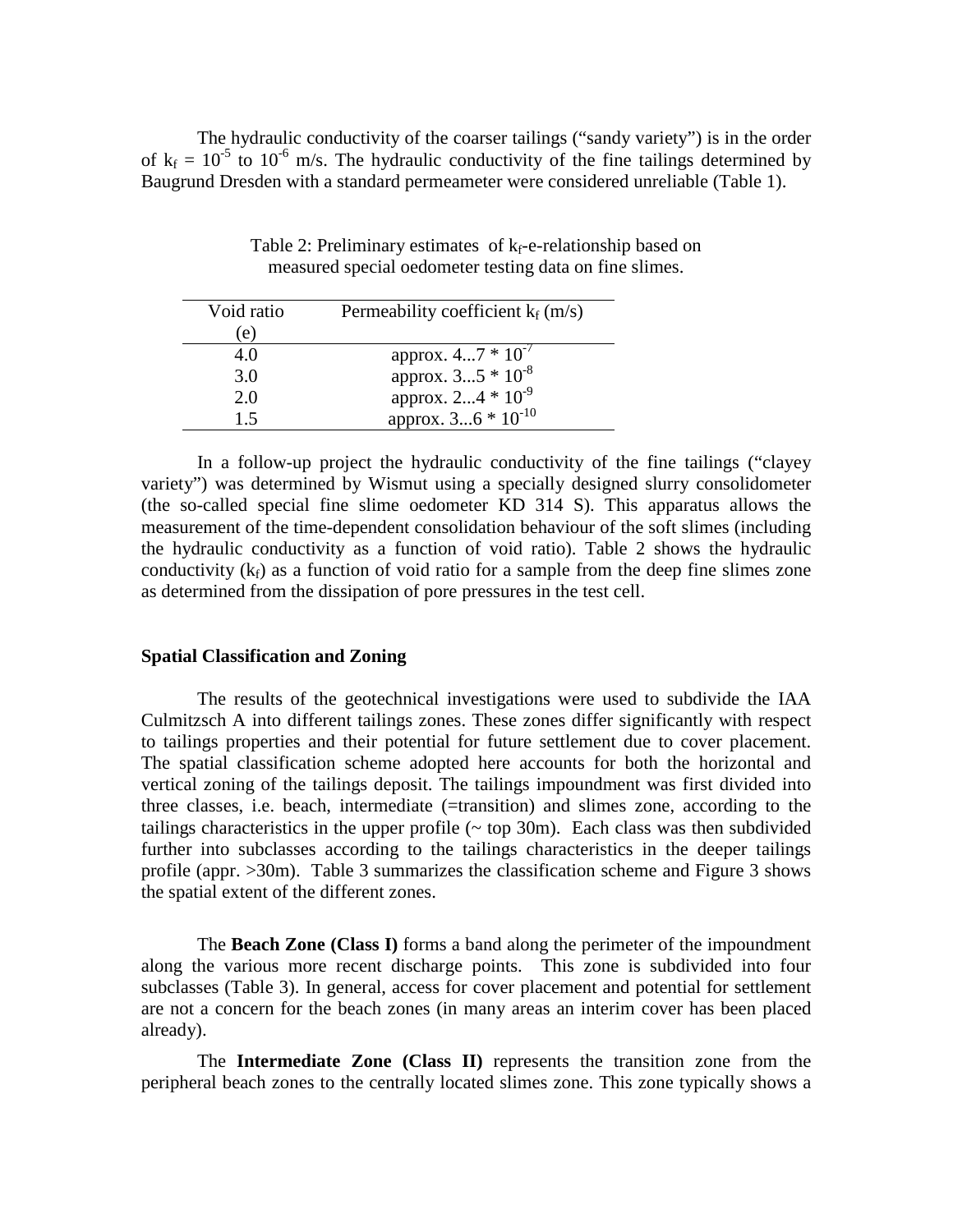The hydraulic conductivity of the coarser tailings ("sandy variety") is in the order of $k_f = 10^{-5}$ to $10^{-6}$ m/s. The hydraulic conductivity of the fine tailings determined by Baugrund Dresden with a standard permeameter were considered unreliable (Table 1).

Table 2: Preliminary estimates of $k_f$-e-relationship based on measured special oedometer testing data on fine slimes.

| Void ratio (e) | Permeability coefficient $k_f$ (m/s) |
|---|---|
| 4.0 | approx. 4...7 * $10^{-7}$ |
| 3.0 | approx. 3...5 * $10^{-8}$ |
| 2.0 | approx. 2...4 * $10^{-9}$ |
| 1.5 | approx. 3...6 * $10^{-10}$ |

In a follow-up project the hydraulic conductivity of the fine tailings ("clayey variety") was determined by Wismut using a specially designed slurry consolidometer (the so-called special fine slime oedometer KD 314 S). This apparatus allows the measurement of the time-dependent consolidation behaviour of the soft slimes (including the hydraulic conductivity as a function of void ratio). Table 2 shows the hydraulic conductivity ($k_f$) as a function of void ratio for a sample from the deep fine slimes zone as determined from the dissipation of pore pressures in the test cell.

### Spatial Classification and Zoning

The results of the geotechnical investigations were used to subdivide the IAA Culmitzsch A into different tailings zones. These zones differ significantly with respect to tailings properties and their potential for future settlement due to cover placement. The spatial classification scheme adopted here accounts for both the horizontal and vertical zoning of the tailings deposit. The tailings impoundment was first divided into three classes, i.e. beach, intermediate (=transition) and slimes zone, according to the tailings characteristics in the upper profile (~ top 30m). Each class was then subdivided further into subclasses according to the tailings characteristics in the deeper tailings profile (appr. >30m). Table 3 summarizes the classification scheme and Figure 3 shows the spatial extent of the different zones.

The **Beach Zone (Class I)** forms a band along the perimeter of the impoundment along the various more recent discharge points. This zone is subdivided into four subclasses (Table 3). In general, access for cover placement and potential for settlement are not a concern for the beach zones (in many areas an interim cover has been placed already).

The **Intermediate Zone (Class II)** represents the transition zone from the peripheral beach zones to the centrally located slimes zone. This zone typically shows a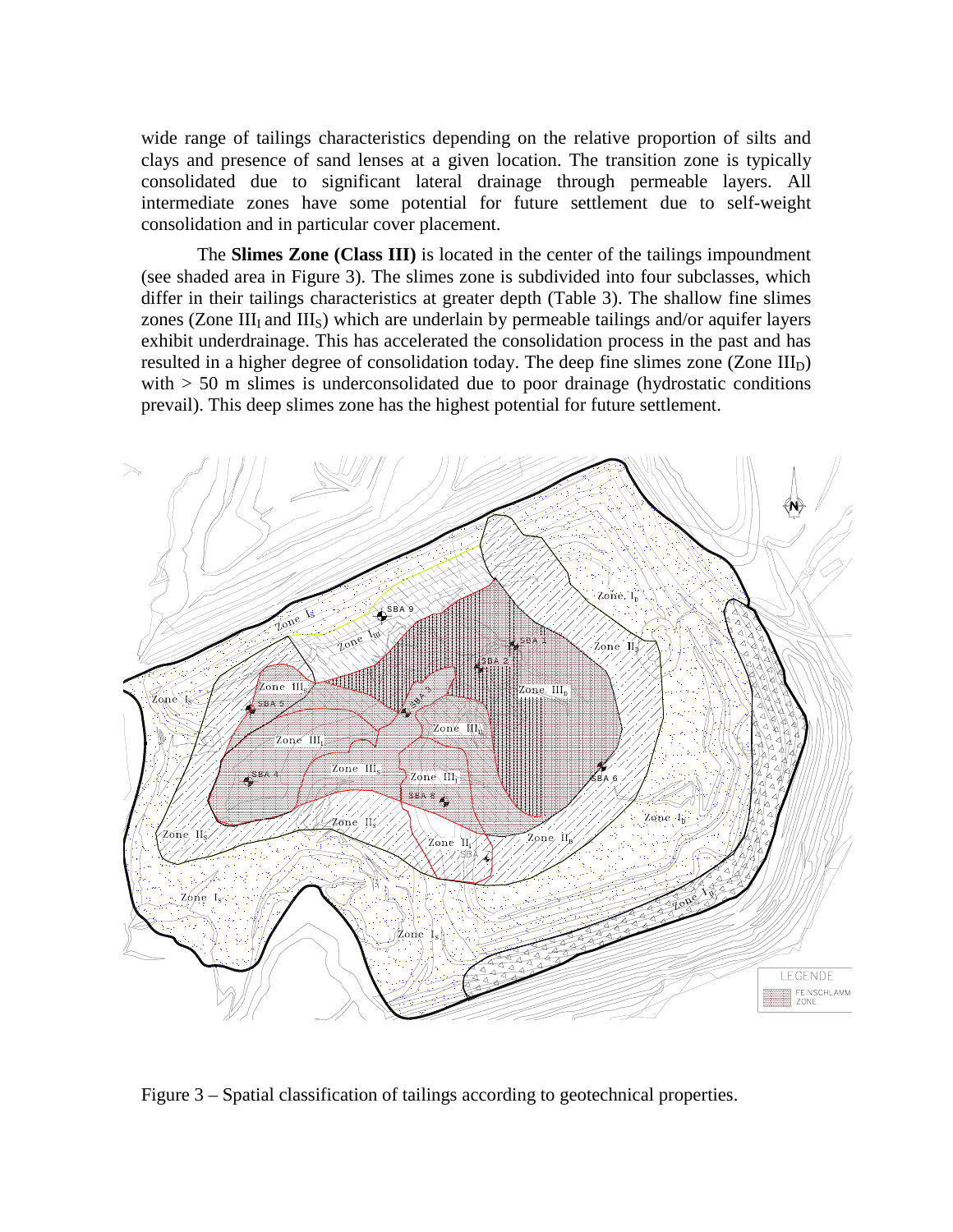wide range of tailings characteristics depending on the relative proportion of silts and clays and presence of sand lenses at a given location. The transition zone is typically consolidated due to significant lateral drainage through permeable layers. All intermediate zones have some potential for future settlement due to self-weight consolidation and in particular cover placement.

The **Slimes Zone (Class III)** is located in the center of the tailings impoundment (see shaded area in Figure 3). The slimes zone is subdivided into four subclasses, which differ in their tailings characteristics at greater depth (Table 3). The shallow fine slimes zones (Zone $III_I$ and $III_S$) which are underlain by permeable tailings and/or aquifer layers exhibit underdrainage. This has accelerated the consolidation process in the past and has resulted in a higher degree of consolidation today. The deep fine slimes zone (Zone $III_D$) with > 50 m slimes is underconsolidated due to poor drainage (hydrostatic conditions prevail). This deep slimes zone has the highest potential for future settlement.

Figure 3 – Spatial classification of tailings according to geotechnical properties.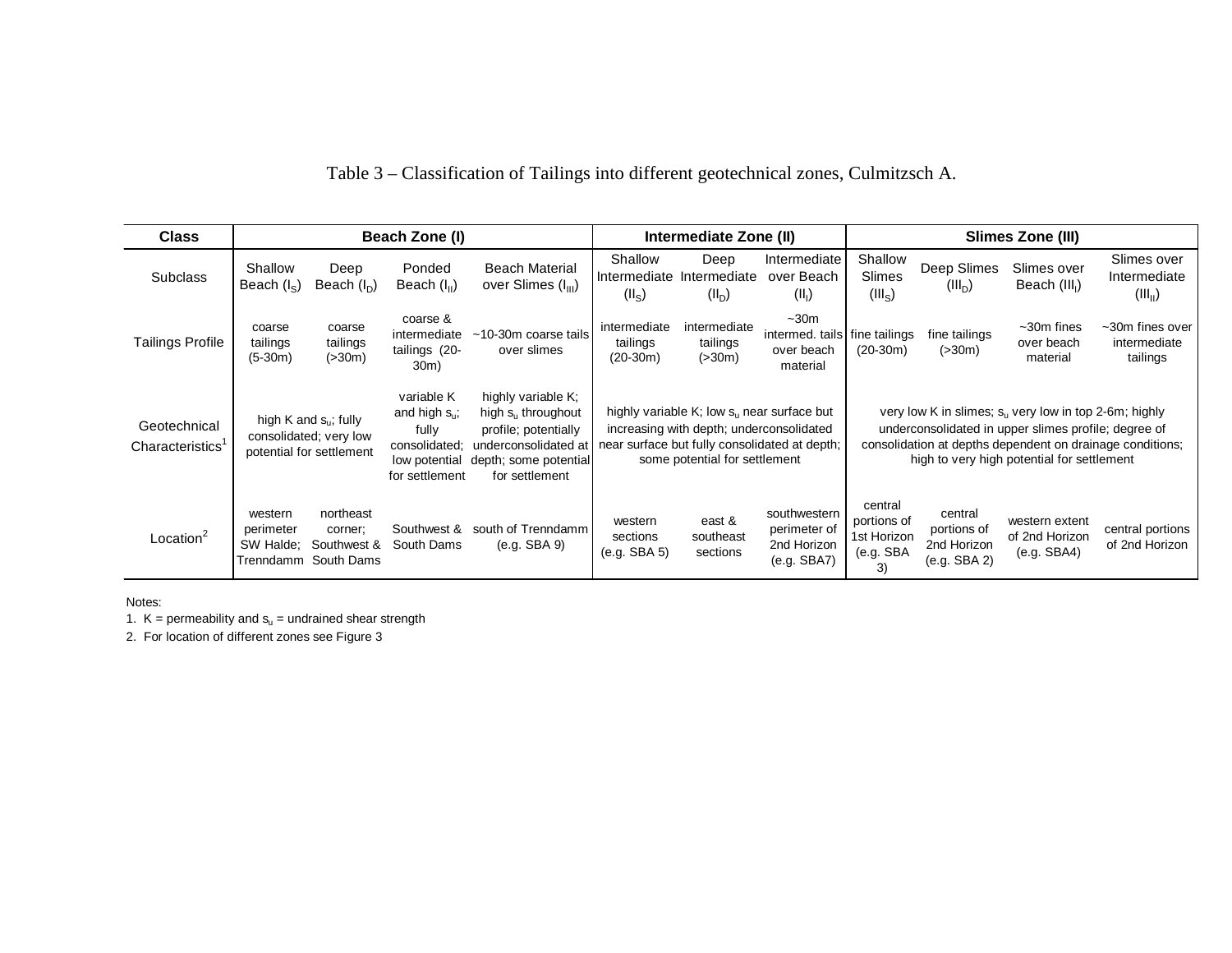Table 3 – Classification of Tailings into different geotechnical zones, Culmitzsch A.

| Class | Beach Zone (I) | | | | Intermediate Zone (II) | | | Slimes Zone (III) | | | |
|---|---|---|---|---|---|---|---|---|---|---|---|
| Subclass | Shallow Beach ($I_S$) | Deep Beach ($I_D$) | Ponded Beach ($I_{II}$) | Beach Material over Slimes ($I_{III}$) | Shallow Intermediate ($II_S$) | Deep Intermediate ($II_D$) | Intermediate over Beach ($II_I$) | Shallow Slimes ($III_S$) | Deep Slimes ($III_D$) | Slimes over Beach ($III_I$) | Slimes over Intermediate ($III_{II}$) |
| Tailings Profile | coarse tailings (5-30m) | coarse tailings (>30m) | coarse & intermediate tailings (20-30m) | ~10-30m coarse tails over slimes | intermediate tailings (20-30m) | intermediate tailings (>30m) | ~30m intermed. tails over beach material | fine tailings (20-30m) | fine tailings (>30m) | ~30m fines over beach material | ~30m fines over intermediate tailings |
| Geotechnical Characteristics[1] | high K and $s_u$; fully consolidated; very low potential for settlement | | variable K and high $s_u$; fully consolidated; low potential for settlement | highly variable K; high $s_u$ throughout profile; potentially underconsolidated at depth; some potential for settlement | highly variable K; low $s_u$ near surface but increasing with depth; underconsolidated near surface but fully consolidated at depth; some potential for settlement | | | very low K in slimes; $s_u$ very low in top 2-6m; highly underconsolidated in upper slimes profile; degree of consolidation at depths dependent on drainage conditions; high to very high potential for settlement | | | |
| Location[2] | western perimeter SW Halde; Trenndamm | northeast corner; Southwest & South Dams | Southwest & South Dams | south of Trenndamm (e.g. SBA 9) | western sections (e.g. SBA 5) | east & southeast sections | southwestern perimeter of 2nd Horizon (e.g. SBA7) | central portions of 1st Horizon (e.g. SBA 3) | central portions of 2nd Horizon (e.g. SBA 2) | western extent of 2nd Horizon (e.g. SBA4) | central portions of 2nd Horizon |

Notes:

1. K = permeability and $s_u$ = undrained shear strength
2. For location of different zones see Figure 3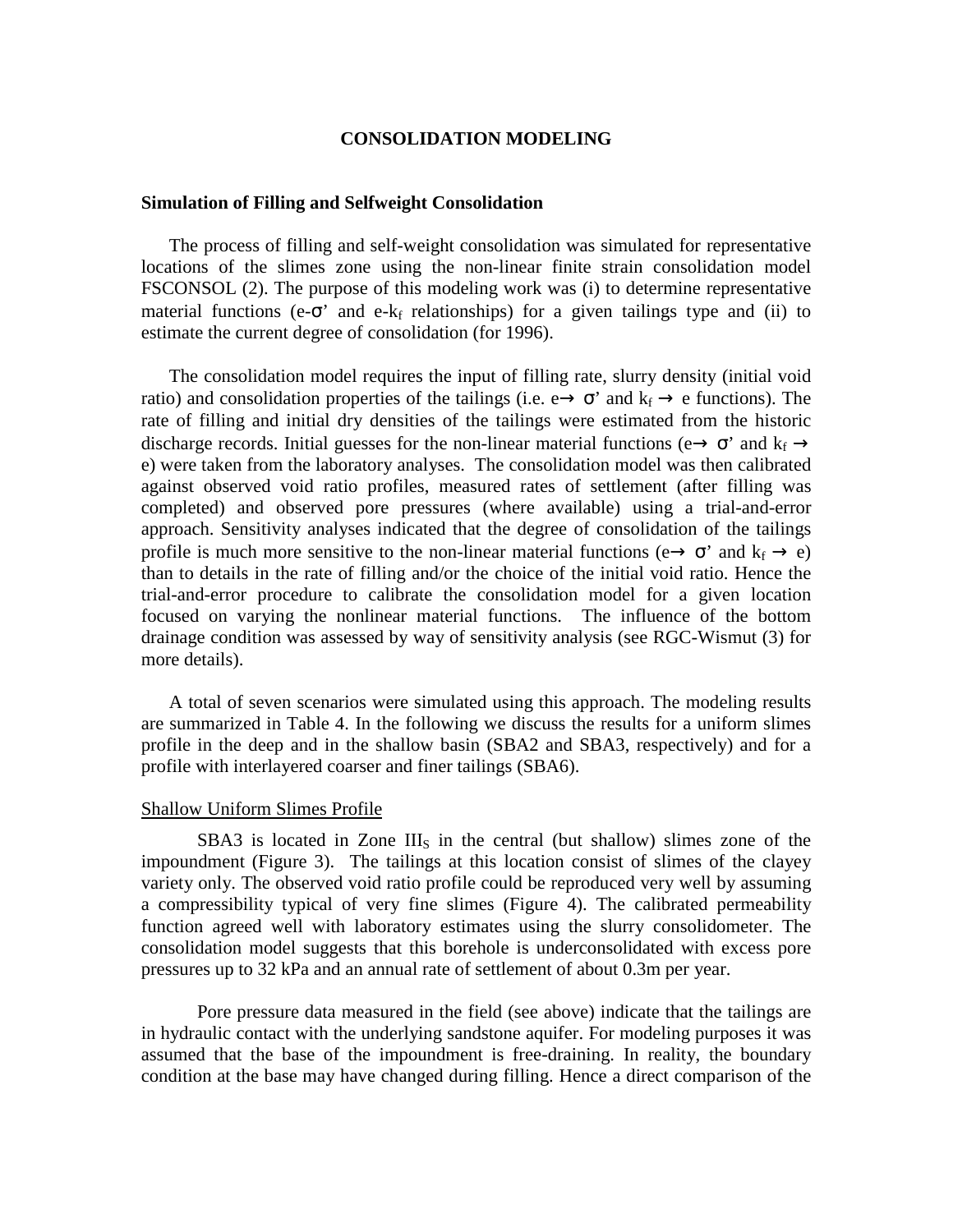# CONSOLIDATION MODELING

## Simulation of Filling and Selfweight Consolidation

The process of filling and self-weight consolidation was simulated for representative locations of the slimes zone using the non-linear finite strain consolidation model FSCONSOL (2). The purpose of this modeling work was (i) to determine representative material functions (e-$\sigma$' and e-$k_f$ relationships) for a given tailings type and (ii) to estimate the current degree of consolidation (for 1996).

The consolidation model requires the input of filling rate, slurry density (initial void ratio) and consolidation properties of the tailings (i.e. e$\rightarrow$ $\sigma$' and $k_f$ $\rightarrow$ e functions). The rate of filling and initial dry densities of the tailings were estimated from the historic discharge records. Initial guesses for the non-linear material functions (e$\rightarrow$ $\sigma$' and $k_f$ $\rightarrow$ e) were taken from the laboratory analyses. The consolidation model was then calibrated against observed void ratio profiles, measured rates of settlement (after filling was completed) and observed pore pressures (where available) using a trial-and-error approach. Sensitivity analyses indicated that the degree of consolidation of the tailings profile is much more sensitive to the non-linear material functions (e$\rightarrow$ $\sigma$' and $k_f$ $\rightarrow$ e) than to details in the rate of filling and/or the choice of the initial void ratio. Hence the trial-and-error procedure to calibrate the consolidation model for a given location focused on varying the nonlinear material functions. The influence of the bottom drainage condition was assessed by way of sensitivity analysis (see RGC-Wismut (3) for more details).

A total of seven scenarios were simulated using this approach. The modeling results are summarized in Table 4. In the following we discuss the results for a uniform slimes profile in the deep and in the shallow basin (SBA2 and SBA3, respectively) and for a profile with interlayered coarser and finer tailings (SBA6).

### Shallow Uniform Slimes Profile

SBA3 is located in Zone $III_S$ in the central (but shallow) slimes zone of the impoundment (Figure 3). The tailings at this location consist of slimes of the clayey variety only. The observed void ratio profile could be reproduced very well by assuming a compressibility typical of very fine slimes (Figure 4). The calibrated permeability function agreed well with laboratory estimates using the slurry consolidometer. The consolidation model suggests that this borehole is underconsolidated with excess pore pressures up to 32 kPa and an annual rate of settlement of about 0.3m per year.

Pore pressure data measured in the field (see above) indicate that the tailings are in hydraulic contact with the underlying sandstone aquifer. For modeling purposes it was assumed that the base of the impoundment is free-draining. In reality, the boundary condition at the base may have changed during filling. Hence a direct comparison of the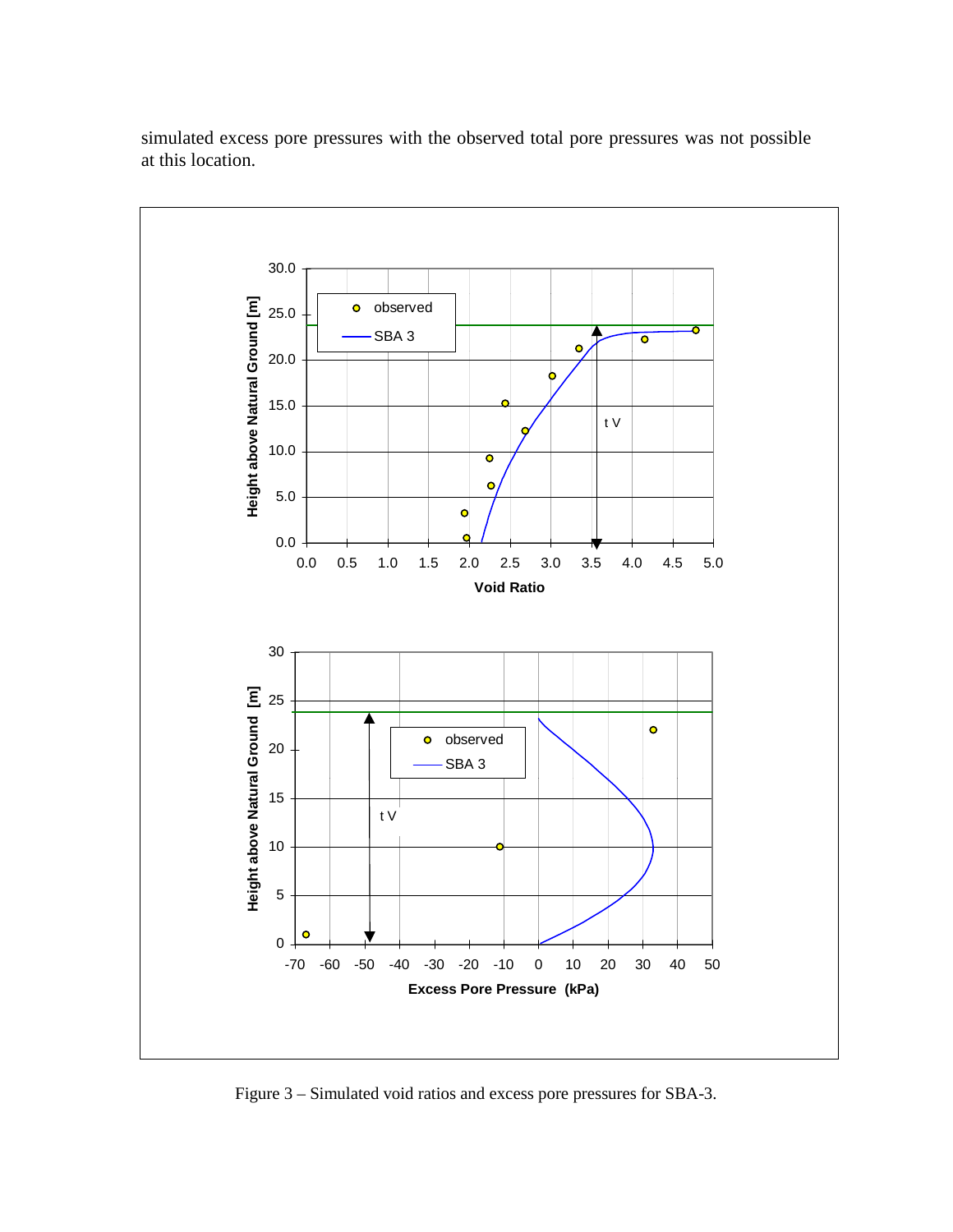simulated excess pore pressures with the observed total pore pressures was not possible at this location.

Figure 3 – Simulated void ratios and excess pore pressures for SBA-3.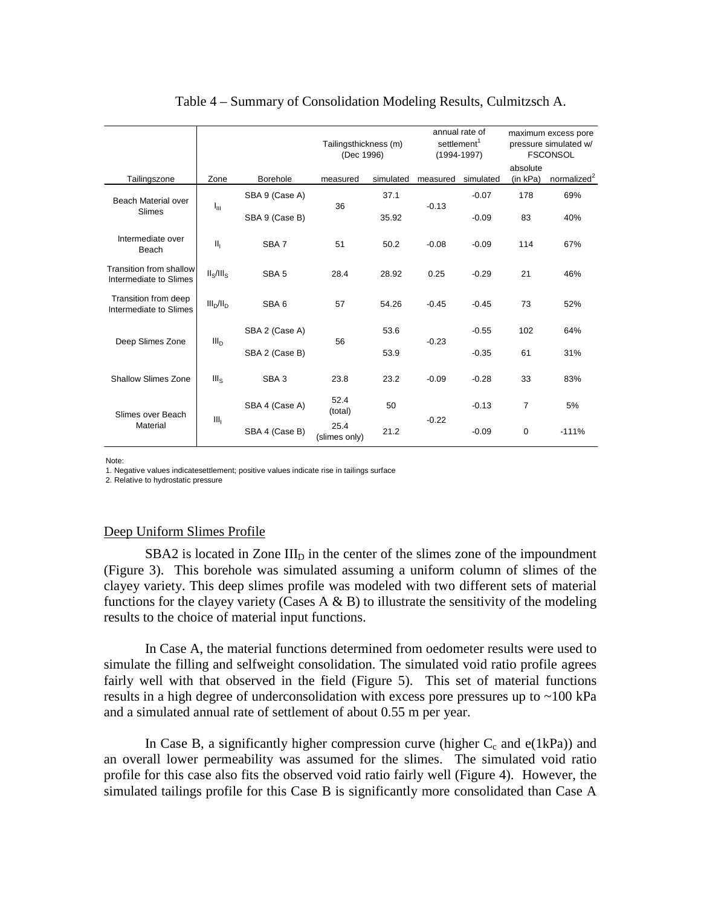Table 4 – Summary of Consolidation Modeling Results, Culmitzsch A.

| Tailingszone | Zone | Borehole | Tailingsthickness (m) (Dec 1996) | | annual rate of settlement[1] (1994-1997) | | maximum excess pore pressure simulated w/ FSCONSOL | |
|---|---|---|---|---|---|---|---|---|
| | | | measured | simulated | measured | simulated | absolute (in kPa) | normalized[2] |
| Beach Material over Slimes | $I_{III}$ | SBA 9 (Case A) | 36 | 37.1 | -0.13 | -0.07 | 178 | 69% |
| | | SBA 9 (Case B) | | 35.92 | | -0.09 | 83 | 40% |
| Intermediate over Beach | $II_I$ | SBA 7 | 51 | 50.2 | -0.08 | -0.09 | 114 | 67% |
| Transition from shallow Intermediate to Slimes | $II_S/III_S$ | SBA 5 | 28.4 | 28.92 | 0.25 | -0.29 | 21 | 46% |
| Transition from deep Intermediate to Slimes | $III_D/II_D$ | SBA 6 | 57 | 54.26 | -0.45 | -0.45 | 73 | 52% |
| Deep Slimes Zone | $III_D$ | SBA 2 (Case A) | 56 | 53.6 | -0.23 | -0.55 | 102 | 64% |
| | | SBA 2 (Case B) | | 53.9 | | -0.35 | 61 | 31% |
| Shallow Slimes Zone | $III_S$ | SBA 3 | 23.8 | 23.2 | -0.09 | -0.28 | 33 | 83% |
| Slimes over Beach Material | $III_I$ | SBA 4 (Case A) | 52.4 (total) | 50 | -0.22 | -0.13 | 7 | 5% |
| | | SBA 4 (Case B) | 25.4 (slimes only) | 21.2 | | -0.09 | 0 | -111% |

Note:
1. Negative values indicatesettlement; positive values indicate rise in tailings surface
2. Relative to hydrostatic pressure

## Deep Uniform Slimes Profile

SBA2 is located in Zone $III_D$ in the center of the slimes zone of the impoundment (Figure 3). This borehole was simulated assuming a uniform column of slimes of the clayey variety. This deep slimes profile was modeled with two different sets of material functions for the clayey variety (Cases A & B) to illustrate the sensitivity of the modeling results to the choice of material input functions.

In Case A, the material functions determined from oedometer results were used to simulate the filling and selfweight consolidation. The simulated void ratio profile agrees fairly well with that observed in the field (Figure 5). This set of material functions results in a high degree of underconsolidation with excess pore pressures up to ~100 kPa and a simulated annual rate of settlement of about 0.55 m per year.

In Case B, a significantly higher compression curve (higher $C_c$ and e(1kPa)) and an overall lower permeability was assumed for the slimes. The simulated void ratio profile for this case also fits the observed void ratio fairly well (Figure 4). However, the simulated tailings profile for this Case B is significantly more consolidated than Case A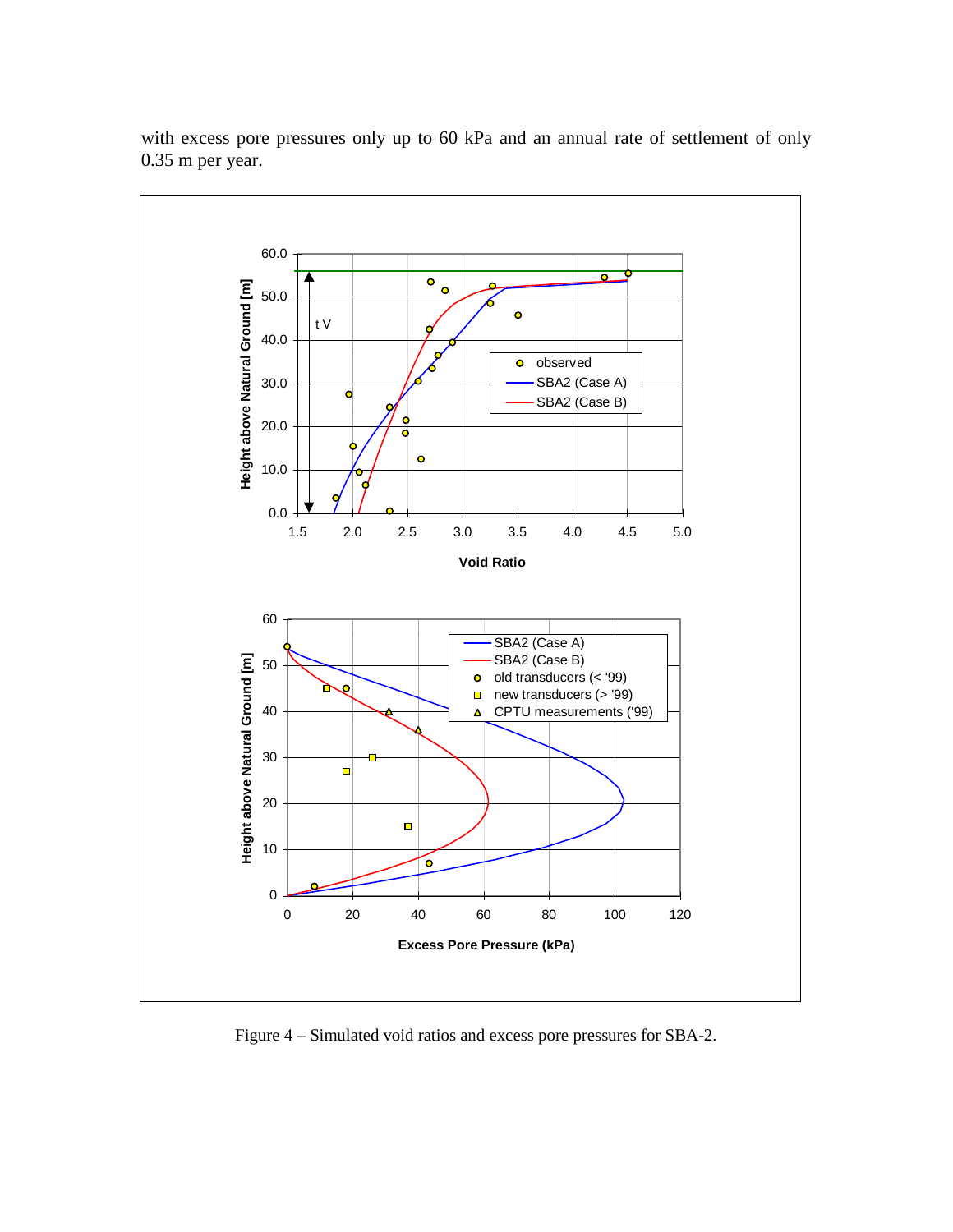with excess pore pressures only up to 60 kPa and an annual rate of settlement of only 0.35 m per year.

Figure 4 – Simulated void ratios and excess pore pressures for SBA-2.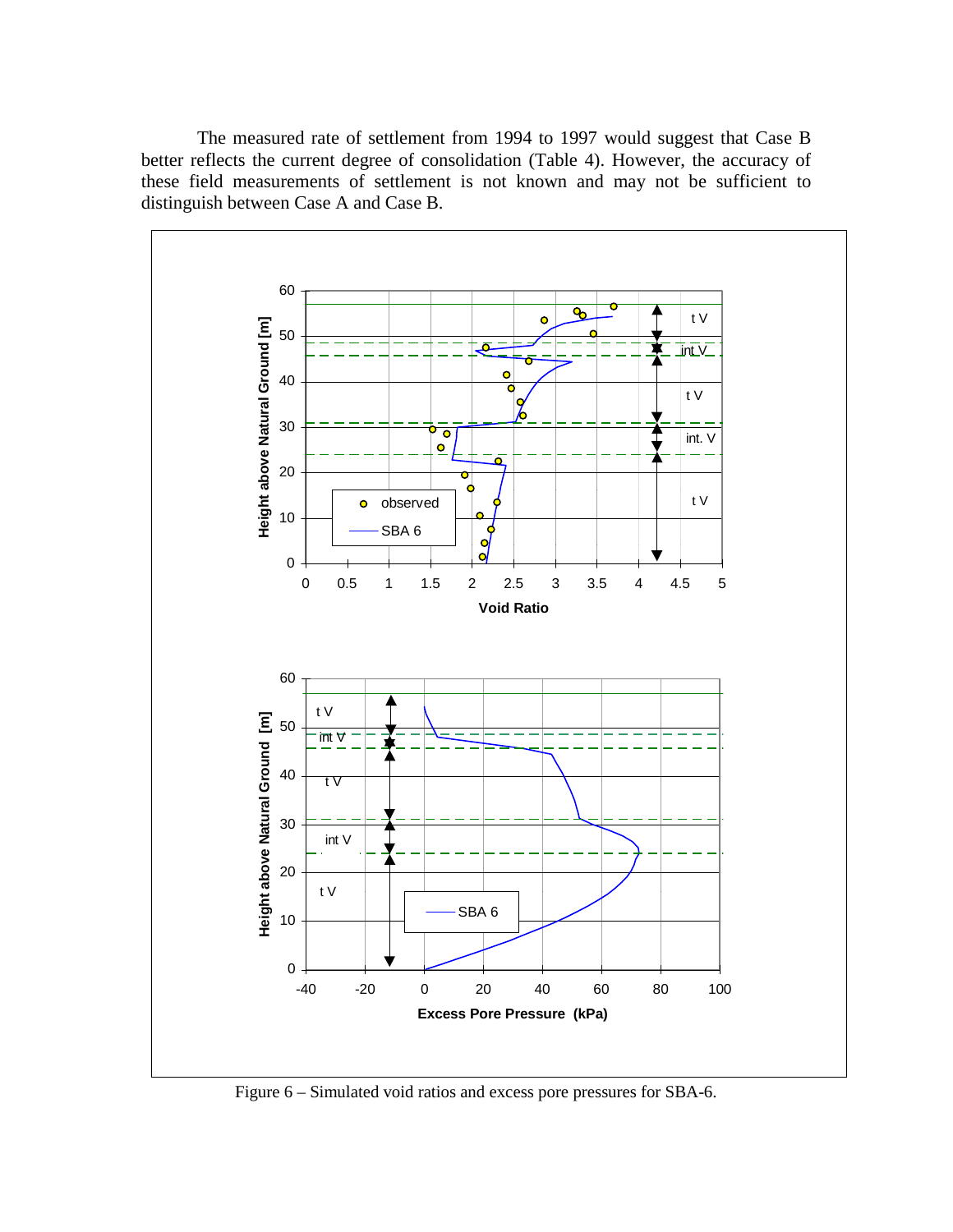The measured rate of settlement from 1994 to 1997 would suggest that Case B better reflects the current degree of consolidation (Table 4). However, the accuracy of these field measurements of settlement is not known and may not be sufficient to distinguish between Case A and Case B.

Figure 6 – Simulated void ratios and excess pore pressures for SBA-6.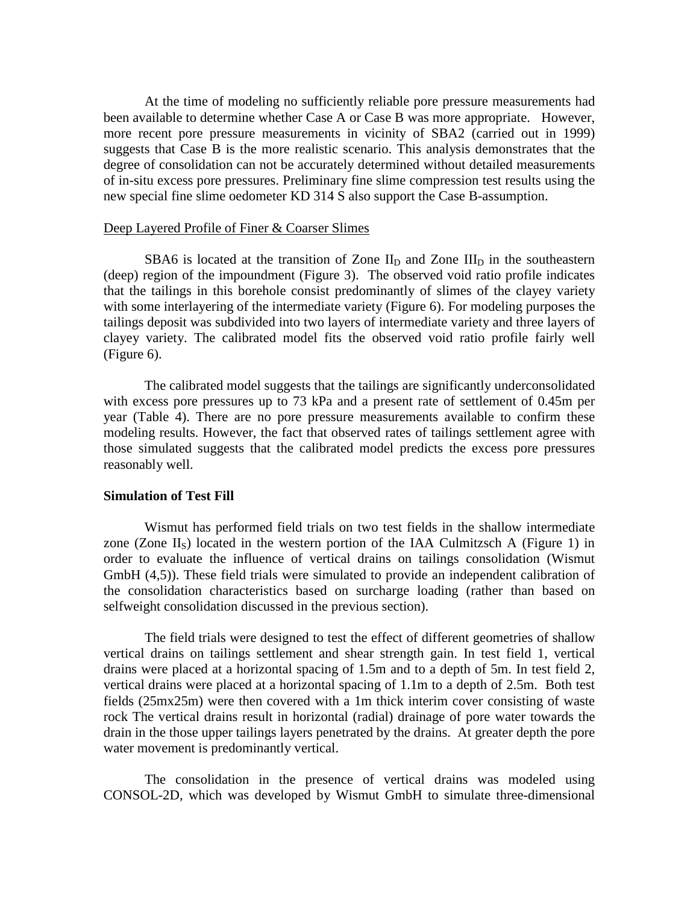At the time of modeling no sufficiently reliable pore pressure measurements had been available to determine whether Case A or Case B was more appropriate. However, more recent pore pressure measurements in vicinity of SBA2 (carried out in 1999) suggests that Case B is the more realistic scenario. This analysis demonstrates that the degree of consolidation can not be accurately determined without detailed measurements of in-situ excess pore pressures. Preliminary fine slime compression test results using the new special fine slime oedometer KD 314 S also support the Case B-assumption.

Deep Layered Profile of Finer & Coarser Slimes

SBA6 is located at the transition of Zone $II_D$ and Zone $III_D$ in the southeastern (deep) region of the impoundment (Figure 3). The observed void ratio profile indicates that the tailings in this borehole consist predominantly of slimes of the clayey variety with some interlayering of the intermediate variety (Figure 6). For modeling purposes the tailings deposit was subdivided into two layers of intermediate variety and three layers of clayey variety. The calibrated model fits the observed void ratio profile fairly well (Figure 6).

The calibrated model suggests that the tailings are significantly underconsolidated with excess pore pressures up to 73 kPa and a present rate of settlement of 0.45m per year (Table 4). There are no pore pressure measurements available to confirm these modeling results. However, the fact that observed rates of tailings settlement agree with those simulated suggests that the calibrated model predicts the excess pore pressures reasonably well.

**Simulation of Test Fill**

Wismut has performed field trials on two test fields in the shallow intermediate zone (Zone $II_S$) located in the western portion of the IAA Culmitzsch A (Figure 1) in order to evaluate the influence of vertical drains on tailings consolidation (Wismut GmbH (4,5)). These field trials were simulated to provide an independent calibration of the consolidation characteristics based on surcharge loading (rather than based on selfweight consolidation discussed in the previous section).

The field trials were designed to test the effect of different geometries of shallow vertical drains on tailings settlement and shear strength gain. In test field 1, vertical drains were placed at a horizontal spacing of 1.5m and to a depth of 5m. In test field 2, vertical drains were placed at a horizontal spacing of 1.1m to a depth of 2.5m. Both test fields (25mx25m) were then covered with a 1m thick interim cover consisting of waste rock The vertical drains result in horizontal (radial) drainage of pore water towards the drain in the those upper tailings layers penetrated by the drains. At greater depth the pore water movement is predominantly vertical.

The consolidation in the presence of vertical drains was modeled using CONSOL-2D, which was developed by Wismut GmbH to simulate three-dimensional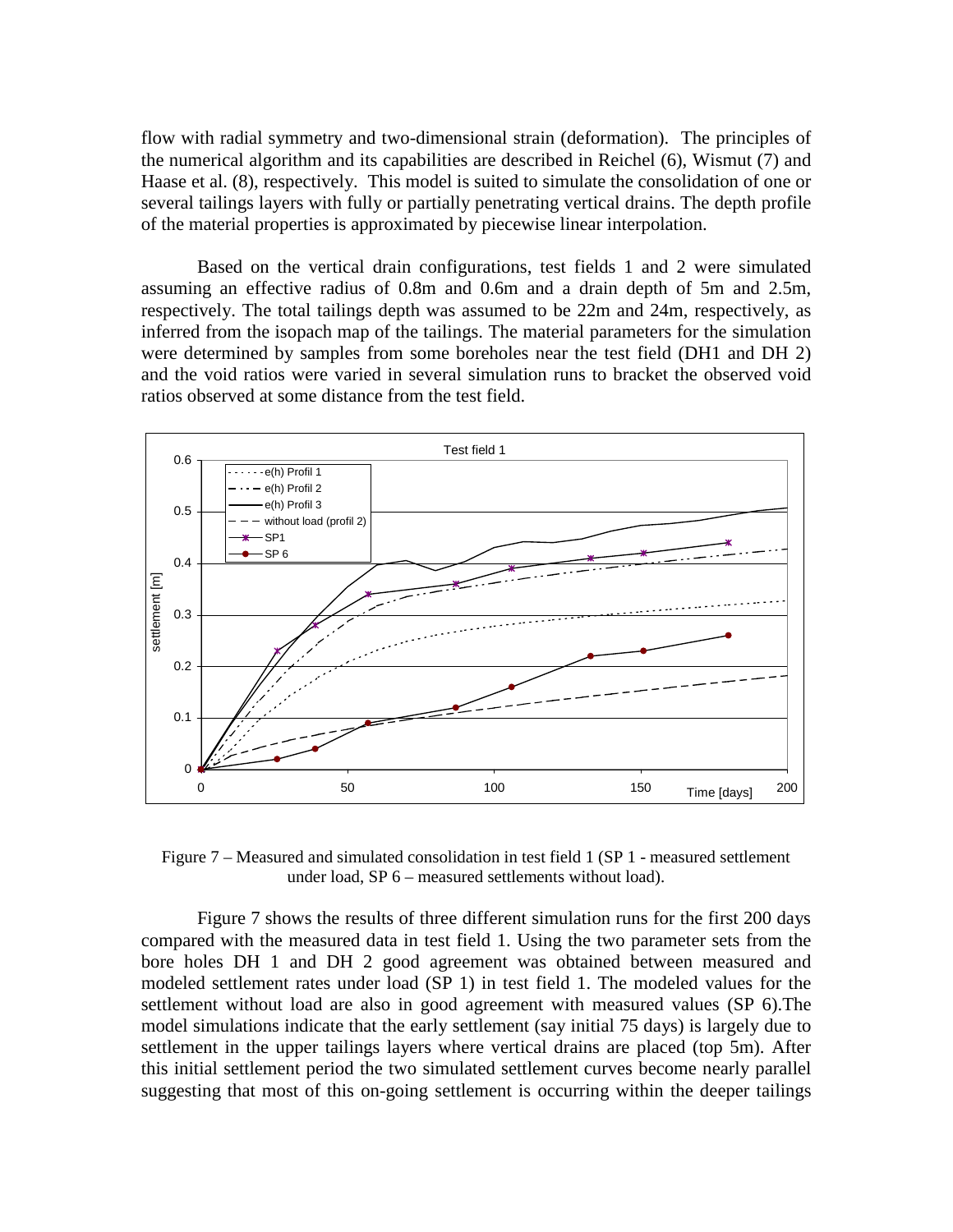flow with radial symmetry and two-dimensional strain (deformation). The principles of the numerical algorithm and its capabilities are described in Reichel (6), Wismut (7) and Haase et al. (8), respectively. This model is suited to simulate the consolidation of one or several tailings layers with fully or partially penetrating vertical drains. The depth profile of the material properties is approximated by piecewise linear interpolation.

Based on the vertical drain configurations, test fields 1 and 2 were simulated assuming an effective radius of 0.8m and 0.6m and a drain depth of 5m and 2.5m, respectively. The total tailings depth was assumed to be 22m and 24m, respectively, as inferred from the isopach map of the tailings. The material parameters for the simulation were determined by samples from some boreholes near the test field (DH1 and DH 2) and the void ratios were varied in several simulation runs to bracket the observed void ratios observed at some distance from the test field.

Figure 7 – Measured and simulated consolidation in test field 1 (SP 1 - measured settlement under load, SP 6 – measured settlements without load).

Figure 7 shows the results of three different simulation runs for the first 200 days compared with the measured data in test field 1. Using the two parameter sets from the bore holes DH 1 and DH 2 good agreement was obtained between measured and modeled settlement rates under load (SP 1) in test field 1. The modeled values for the settlement without load are also in good agreement with measured values (SP 6).The model simulations indicate that the early settlement (say initial 75 days) is largely due to settlement in the upper tailings layers where vertical drains are placed (top 5m). After this initial settlement period the two simulated settlement curves become nearly parallel suggesting that most of this on-going settlement is occurring within the deeper tailings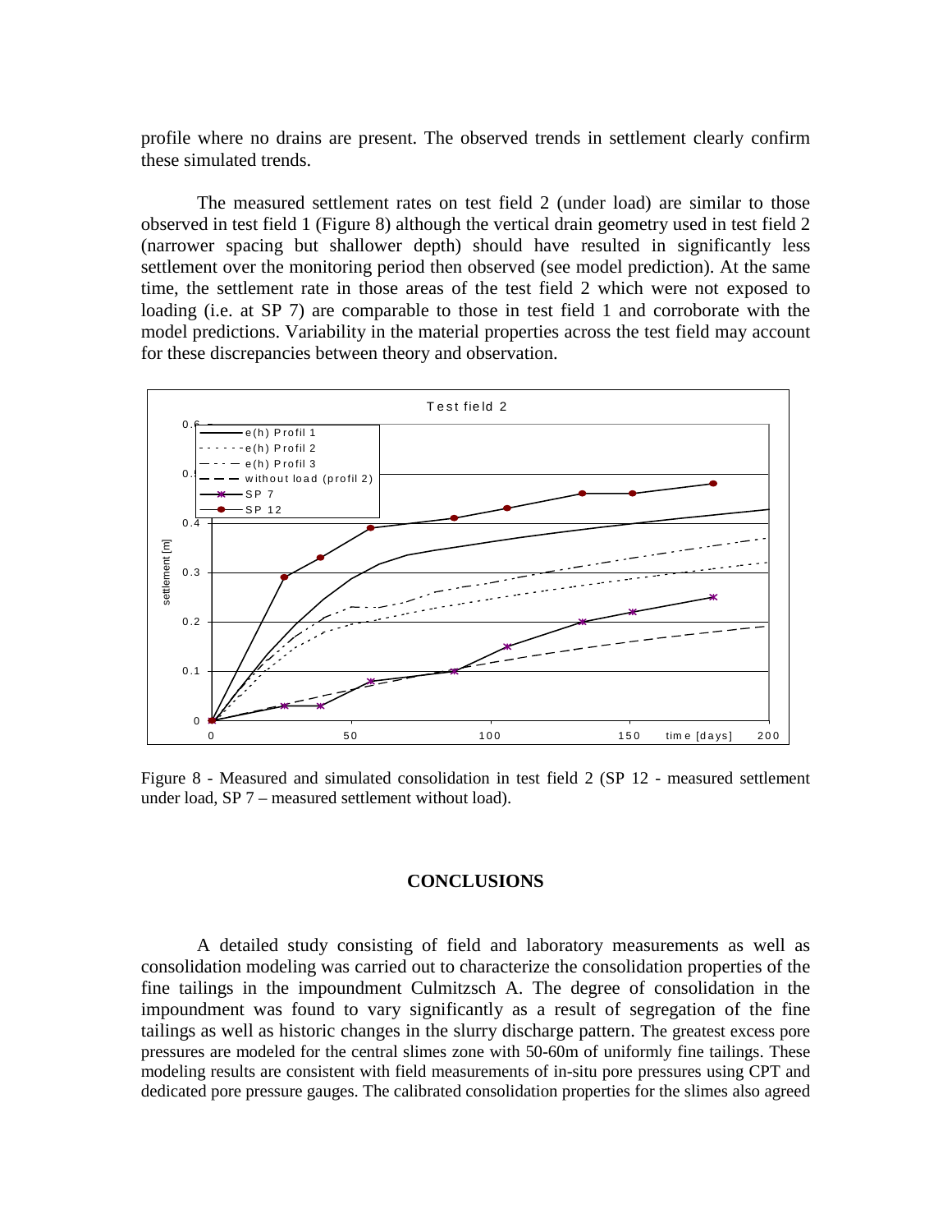profile where no drains are present. The observed trends in settlement clearly confirm these simulated trends.

The measured settlement rates on test field 2 (under load) are similar to those observed in test field 1 (Figure 8) although the vertical drain geometry used in test field 2 (narrower spacing but shallower depth) should have resulted in significantly less settlement over the monitoring period then observed (see model prediction). At the same time, the settlement rate in those areas of the test field 2 which were not exposed to loading (i.e. at SP 7) are comparable to those in test field 1 and corroborate with the model predictions. Variability in the material properties across the test field may account for these discrepancies between theory and observation.

Figure 8 - Measured and simulated consolidation in test field 2 (SP 12 - measured settlement under load, SP 7 – measured settlement without load).

## CONCLUSIONS

A detailed study consisting of field and laboratory measurements as well as consolidation modeling was carried out to characterize the consolidation properties of the fine tailings in the impoundment Culmitzsch A. The degree of consolidation in the impoundment was found to vary significantly as a result of segregation of the fine tailings as well as historic changes in the slurry discharge pattern. The greatest excess pore pressures are modeled for the central slimes zone with 50-60m of uniformly fine tailings. These modeling results are consistent with field measurements of in-situ pore pressures using CPT and dedicated pore pressure gauges. The calibrated consolidation properties for the slimes also agreed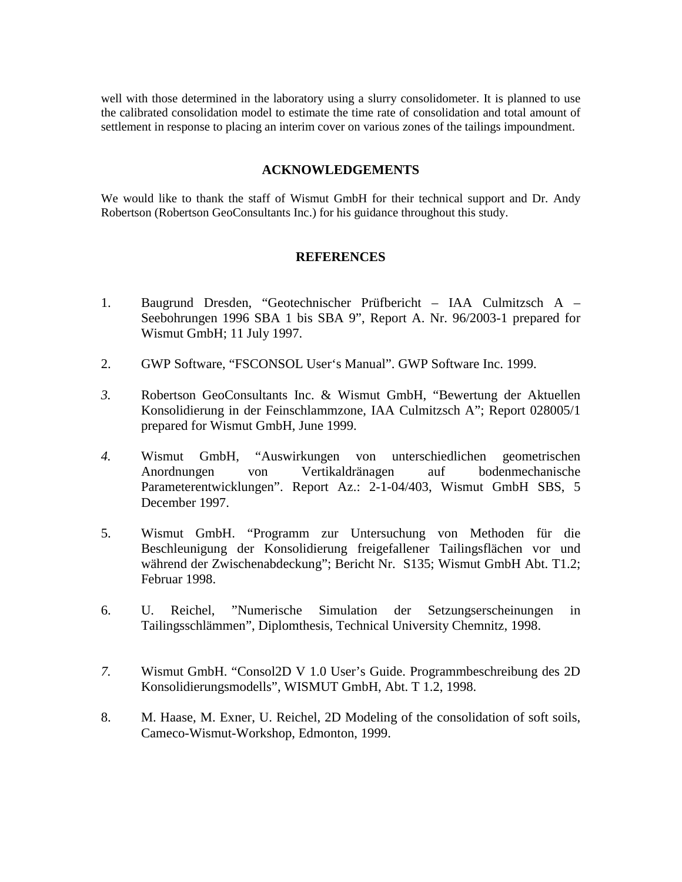well with those determined in the laboratory using a slurry consolidometer. It is planned to use the calibrated consolidation model to estimate the time rate of consolidation and total amount of settlement in response to placing an interim cover on various zones of the tailings impoundment.

## ACKNOWLEDGEMENTS

We would like to thank the staff of Wismut GmbH for their technical support and Dr. Andy Robertson (Robertson GeoConsultants Inc.) for his guidance throughout this study.

## REFERENCES

1. Baugrund Dresden, "Geotechnischer Prüfbericht – IAA Culmitzsch A – Seebohrungen 1996 SBA 1 bis SBA 9", Report A. Nr. 96/2003-1 prepared for Wismut GmbH; 11 July 1997.

2. GWP Software, "FSCONSOL User's Manual". GWP Software Inc. 1999.

3. Robertson GeoConsultants Inc. & Wismut GmbH, "Bewertung der Aktuellen Konsolidierung in der Feinschlammzone, IAA Culmitzsch A"; Report 028005/1 prepared for Wismut GmbH, June 1999.

4. Wismut GmbH, "Auswirkungen von unterschiedlichen geometrischen Anordnungen von Vertikaldränagen auf bodenmechanische Parameterentwicklungen". Report Az.: 2-1-04/403, Wismut GmbH SBS, 5 December 1997.

5. Wismut GmbH. "Programm zur Untersuchung von Methoden für die Beschleunigung der Konsolidierung freigefallener Tailingsflächen vor und während der Zwischenabdeckung"; Bericht Nr. S135; Wismut GmbH Abt. T1.2; Februar 1998.

6. U. Reichel, "Numerische Simulation der Setzungserscheinungen in Tailingsschlämmen", Diplomthesis, Technical University Chemnitz, 1998.

7. Wismut GmbH. "Consol2D V 1.0 User's Guide. Programmbeschreibung des 2D Konsolidierungsmodells", WISMUT GmbH, Abt. T 1.2, 1998.

8. M. Haase, M. Exner, U. Reichel, 2D Modeling of the consolidation of soft soils, Cameco-Wismut-Workshop, Edmonton, 1999.